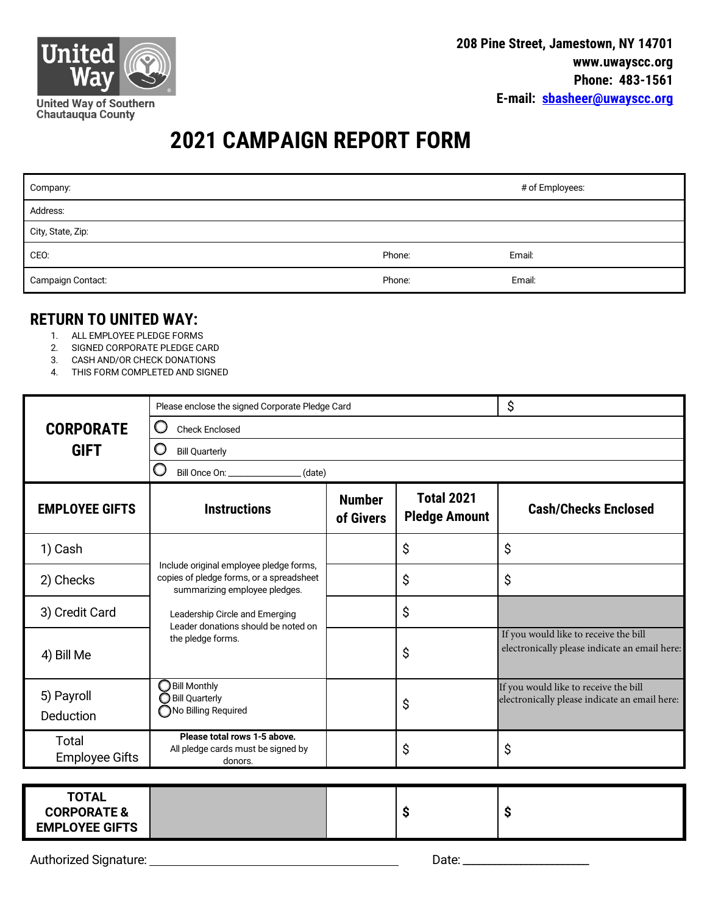United Way of Southern Chautauqua County

208 Pine Street, Jamestown, NY 14701
www.uwayscc.org
Phone: 483-1561
E-mail: sbasheer@uwayscc.org

# 2021 CAMPAIGN REPORT FORM

| Company: | | # of Employees: |
|---|---|---|
| Address: | | |
| City, State, Zip: | | |
| CEO: | Phone: | Email: |
| Campaign Contact: | Phone: | Email: |

## RETURN TO UNITED WAY:

1. ALL EMPLOYEE PLEDGE FORMS
2. SIGNED CORPORATE PLEDGE CARD
3. CASH AND/OR CHECK DONATIONS
4. THIS FORM COMPLETED AND SIGNED

| **CORPORATE GIFT** | Please enclose the signed Corporate Pledge Card | | | $ |
|---|---|---|---|---|
| | ◯ Check Enclosed | | | |
| | ◯ Bill Quarterly | | | |
| | ◯ Bill Once On: _______________ (date) | | | |
| **EMPLOYEE GIFTS** | **Instructions** | **Number of Givers** | **Total 2021 Pledge Amount** | **Cash/Checks Enclosed** |
| 1) Cash | Include original employee pledge forms, copies of pledge forms, or a spreadsheet summarizing employee pledges. Leadership Circle and Emerging Leader donations should be noted on the pledge forms. | | $ | $ |
| 2) Checks | | | $ | $ |
| 3) Credit Card | | | $ | |
| 4) Bill Me | | | $ | If you would like to receive the bill electronically please indicate an email here: |
| 5) Payroll Deduction | ◯ Bill Monthly<br>◯ Bill Quarterly<br>◯ No Billing Required | | $ | If you would like to receive the bill electronically please indicate an email here: |
| Total Employee Gifts | **Please total rows 1-5 above.** All pledge cards must be signed by donors. | | $ | $ |
| **TOTAL CORPORATE & EMPLOYEE GIFTS** | | | **$** | **$** |

Authorized Signature: ______________________________ Date: ____________________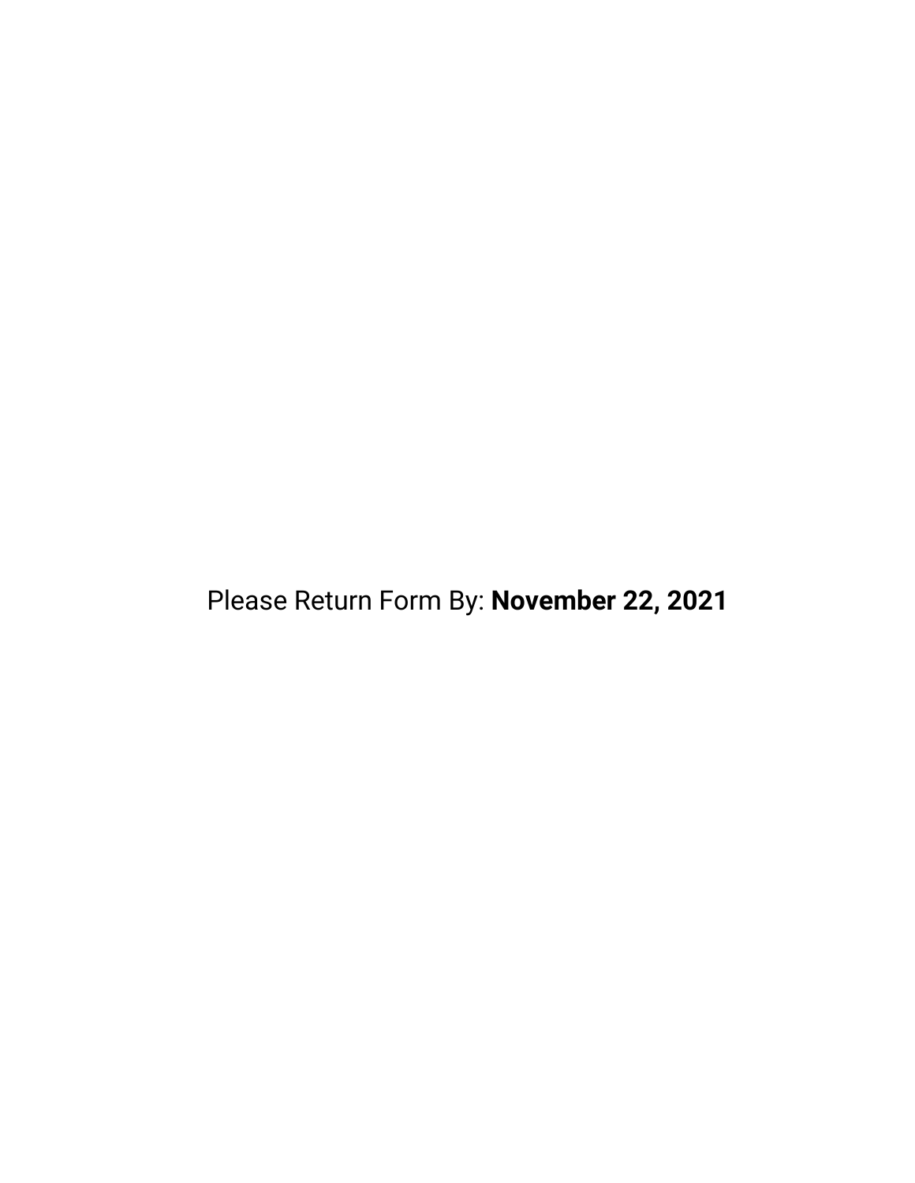Please Return Form By: **November 22, 2021**